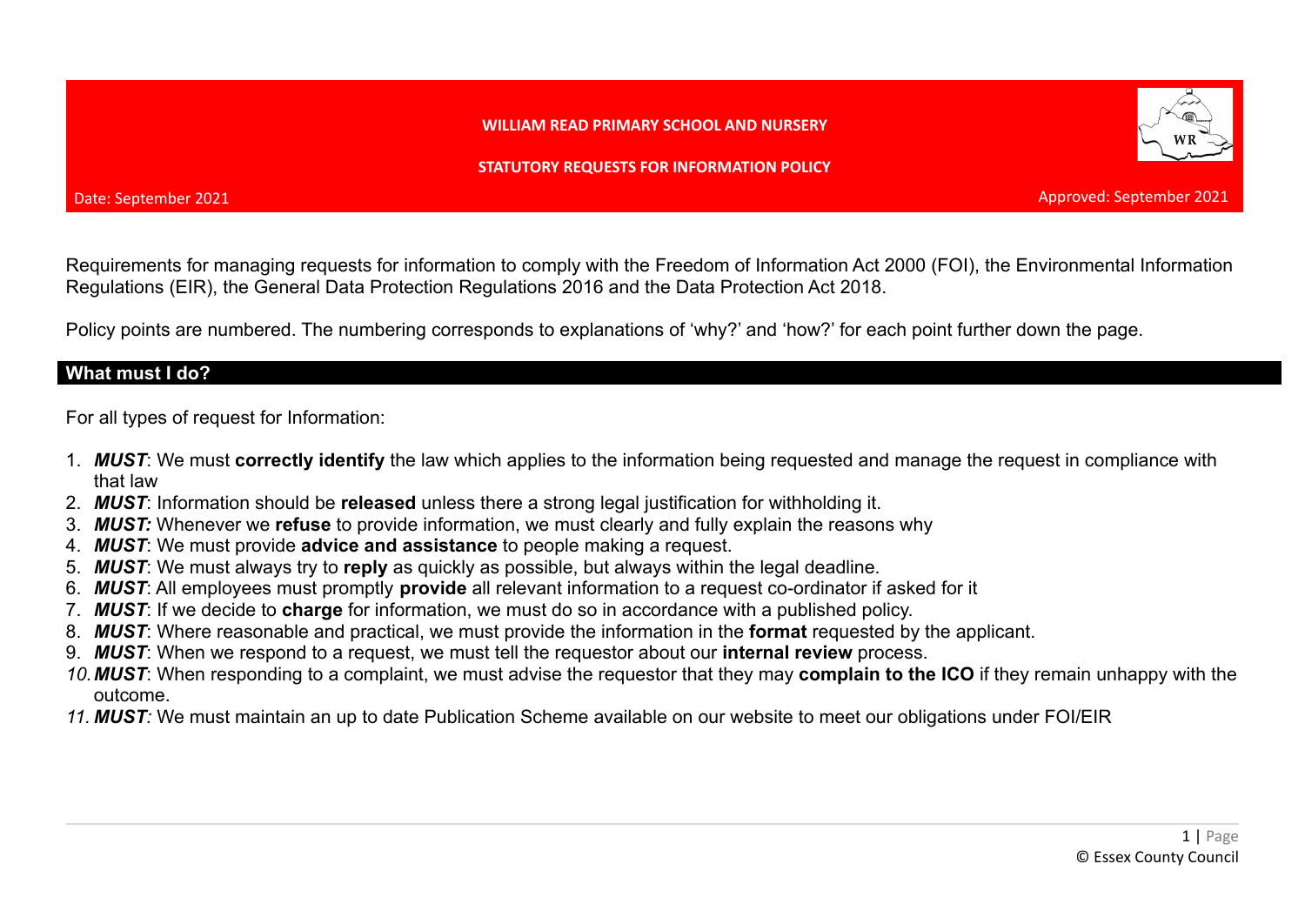**WILLIAM READ PRIMARY SCHOOL AND NURSERY**

**STATUTORY REQUESTS FOR INFORMATION POLICY**

Date: September 2021

Approved: September 2021

Requirements for managing requests for information to comply with the Freedom of Information Act 2000 (FOI), the Environmental Information Regulations (EIR), the General Data Protection Regulations 2016 and the Data Protection Act 2018.

Policy points are numbered. The numbering corresponds to explanations of 'why?' and 'how?' for each point further down the page.

## What must I do?

For all types of request for Information:

1. ***MUST***: We must **correctly identify** the law which applies to the information being requested and manage the request in compliance with that law
2. ***MUST***: Information should be **released** unless there a strong legal justification for withholding it.
3. ***MUST:*** Whenever we **refuse** to provide information, we must clearly and fully explain the reasons why
4. ***MUST***: We must provide **advice and assistance** to people making a request.
5. ***MUST***: We must always try to **reply** as quickly as possible, but always within the legal deadline.
6. ***MUST***: All employees must promptly **provide** all relevant information to a request co-ordinator if asked for it
7. ***MUST***: If we decide to **charge** for information, we must do so in accordance with a published policy.
8. ***MUST***: Where reasonable and practical, we must provide the information in the **format** requested by the applicant.
9. ***MUST***: When we respond to a request, we must tell the requestor about our **internal review** process.
10. ***MUST***: When responding to a complaint, we must advise the requestor that they may **complain to the ICO** if they remain unhappy with the outcome.
11. ***MUST:*** We must maintain an up to date Publication Scheme available on our website to meet our obligations under FOI/EIR

© Essex County Council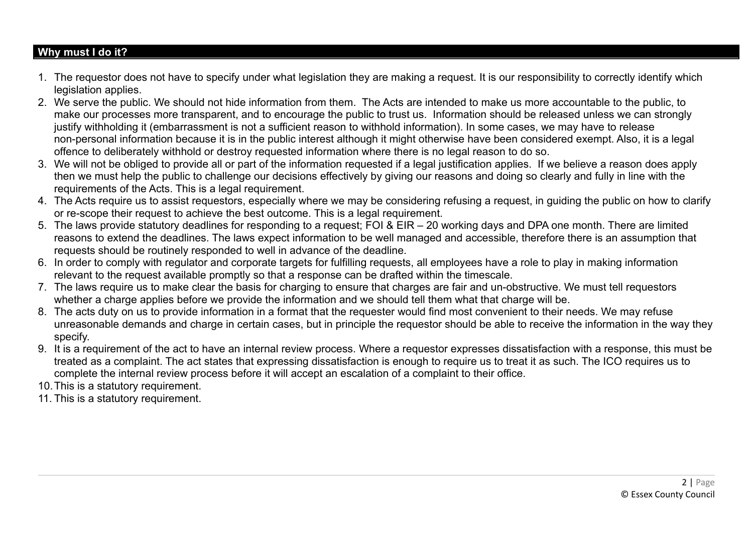## Why must I do it?

1. The requestor does not have to specify under what legislation they are making a request. It is our responsibility to correctly identify which legislation applies.
2. We serve the public. We should not hide information from them. The Acts are intended to make us more accountable to the public, to make our processes more transparent, and to encourage the public to trust us. Information should be released unless we can strongly justify withholding it (embarrassment is not a sufficient reason to withhold information). In some cases, we may have to release non-personal information because it is in the public interest although it might otherwise have been considered exempt. Also, it is a legal offence to deliberately withhold or destroy requested information where there is no legal reason to do so.
3. We will not be obliged to provide all or part of the information requested if a legal justification applies. If we believe a reason does apply then we must help the public to challenge our decisions effectively by giving our reasons and doing so clearly and fully in line with the requirements of the Acts. This is a legal requirement.
4. The Acts require us to assist requestors, especially where we may be considering refusing a request, in guiding the public on how to clarify or re-scope their request to achieve the best outcome. This is a legal requirement.
5. The laws provide statutory deadlines for responding to a request; FOI & EIR – 20 working days and DPA one month. There are limited reasons to extend the deadlines. The laws expect information to be well managed and accessible, therefore there is an assumption that requests should be routinely responded to well in advance of the deadline.
6. In order to comply with regulator and corporate targets for fulfilling requests, all employees have a role to play in making information relevant to the request available promptly so that a response can be drafted within the timescale.
7. The laws require us to make clear the basis for charging to ensure that charges are fair and un-obstructive. We must tell requestors whether a charge applies before we provide the information and we should tell them what that charge will be.
8. The acts duty on us to provide information in a format that the requester would find most convenient to their needs. We may refuse unreasonable demands and charge in certain cases, but in principle the requestor should be able to receive the information in the way they specify.
9. It is a requirement of the act to have an internal review process. Where a requestor expresses dissatisfaction with a response, this must be treated as a complaint. The act states that expressing dissatisfaction is enough to require us to treat it as such. The ICO requires us to complete the internal review process before it will accept an escalation of a complaint to their office.
10. This is a statutory requirement.
11. This is a statutory requirement.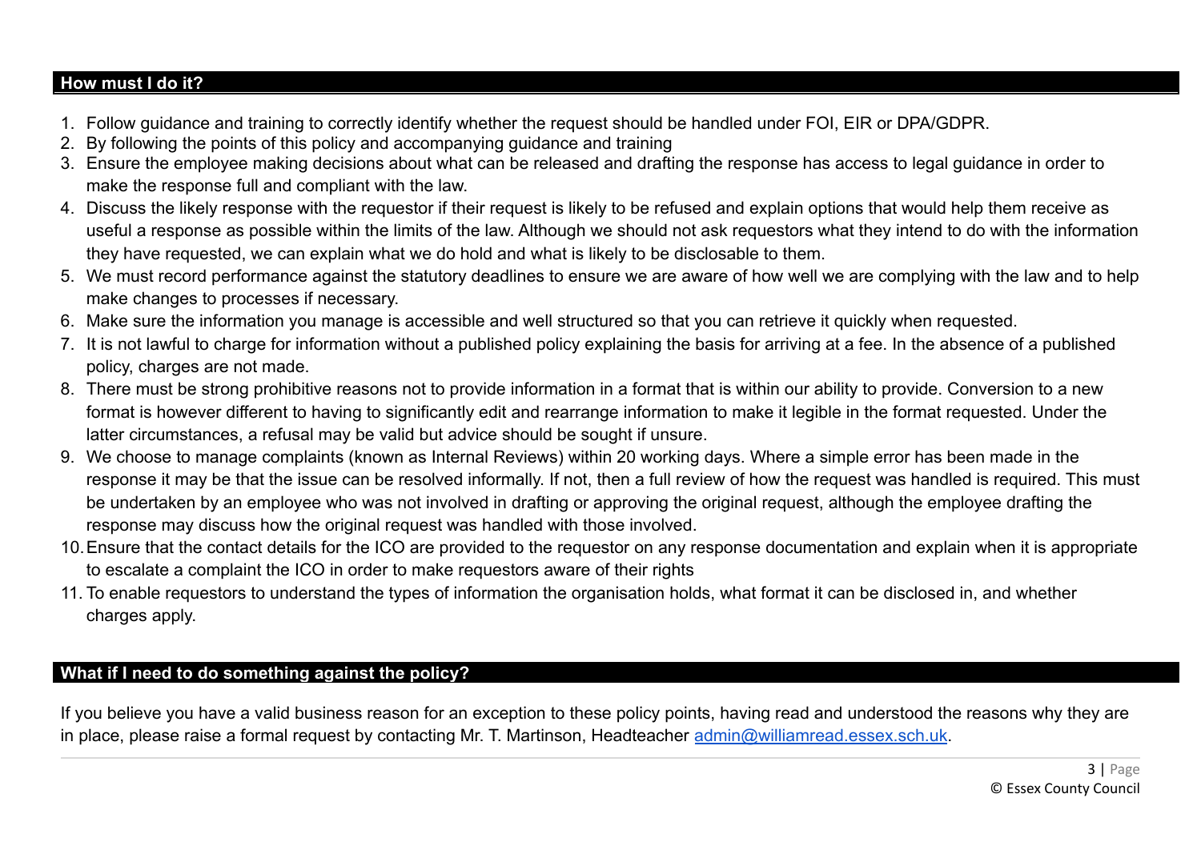## How must I do it?

1. Follow guidance and training to correctly identify whether the request should be handled under FOI, EIR or DPA/GDPR.
2. By following the points of this policy and accompanying guidance and training
3. Ensure the employee making decisions about what can be released and drafting the response has access to legal guidance in order to make the response full and compliant with the law.
4. Discuss the likely response with the requestor if their request is likely to be refused and explain options that would help them receive as useful a response as possible within the limits of the law. Although we should not ask requestors what they intend to do with the information they have requested, we can explain what we do hold and what is likely to be disclosable to them.
5. We must record performance against the statutory deadlines to ensure we are aware of how well we are complying with the law and to help make changes to processes if necessary.
6. Make sure the information you manage is accessible and well structured so that you can retrieve it quickly when requested.
7. It is not lawful to charge for information without a published policy explaining the basis for arriving at a fee. In the absence of a published policy, charges are not made.
8. There must be strong prohibitive reasons not to provide information in a format that is within our ability to provide. Conversion to a new format is however different to having to significantly edit and rearrange information to make it legible in the format requested. Under the latter circumstances, a refusal may be valid but advice should be sought if unsure.
9. We choose to manage complaints (known as Internal Reviews) within 20 working days. Where a simple error has been made in the response it may be that the issue can be resolved informally. If not, then a full review of how the request was handled is required. This must be undertaken by an employee who was not involved in drafting or approving the original request, although the employee drafting the response may discuss how the original request was handled with those involved.
10. Ensure that the contact details for the ICO are provided to the requestor on any response documentation and explain when it is appropriate to escalate a complaint the ICO in order to make requestors aware of their rights
11. To enable requestors to understand the types of information the organisation holds, what format it can be disclosed in, and whether charges apply.

## What if I need to do something against the policy?

If you believe you have a valid business reason for an exception to these policy points, having read and understood the reasons why they are in place, please raise a formal request by contacting Mr. T. Martinson, Headteacher admin@williamread.essex.sch.uk.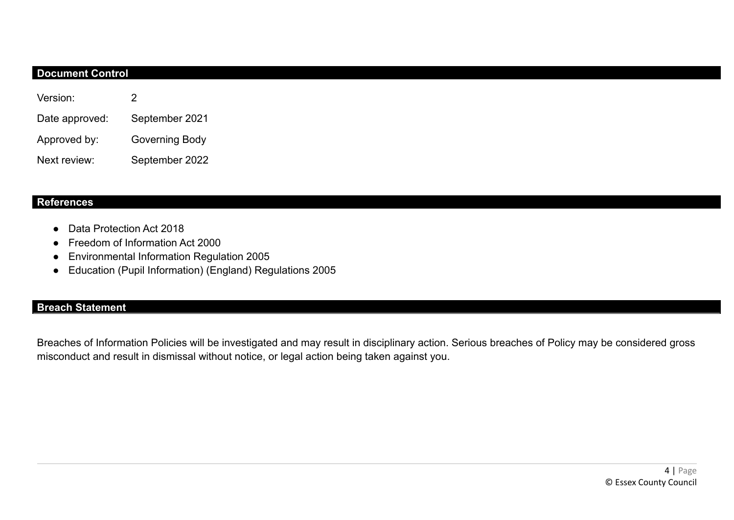## Document Control

| | |
|---|---|
| Version: | 2 |
| Date approved: | September 2021 |
| Approved by: | Governing Body |
| Next review: | September 2022 |

## References

- Data Protection Act 2018
- Freedom of Information Act 2000
- Environmental Information Regulation 2005
- Education (Pupil Information) (England) Regulations 2005

## Breach Statement

Breaches of Information Policies will be investigated and may result in disciplinary action. Serious breaches of Policy may be considered gross misconduct and result in dismissal without notice, or legal action being taken against you.

© Essex County Council